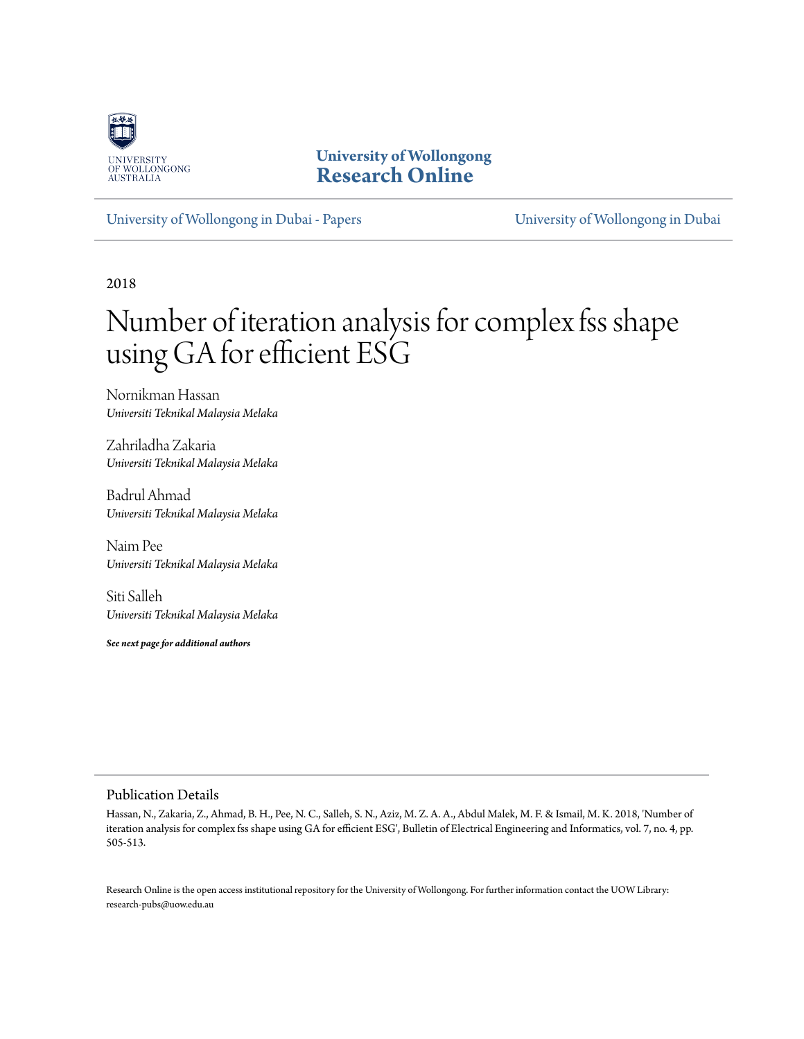University of Wollongong
Research Online

University of Wollongong in Dubai - Papers

University of Wollongong in Dubai

2018

# Number of iteration analysis for complex fss shape using GA for efficient ESG

Nornikman Hassan
*Universiti Teknikal Malaysia Melaka*

Zahriladha Zakaria
*Universiti Teknikal Malaysia Melaka*

Badrul Ahmad
*Universiti Teknikal Malaysia Melaka*

Naim Pee
*Universiti Teknikal Malaysia Melaka*

Siti Salleh
*Universiti Teknikal Malaysia Melaka*

***See next page for additional authors***

## Publication Details

Hassan, N., Zakaria, Z., Ahmad, B. H., Pee, N. C., Salleh, S. N., Aziz, M. Z. A. A., Abdul Malek, M. F. & Ismail, M. K. 2018, 'Number of iteration analysis for complex fss shape using GA for efficient ESG', Bulletin of Electrical Engineering and Informatics, vol. 7, no. 4, pp. 505-513.

Research Online is the open access institutional repository for the University of Wollongong. For further information contact the UOW Library: research-pubs@uow.edu.au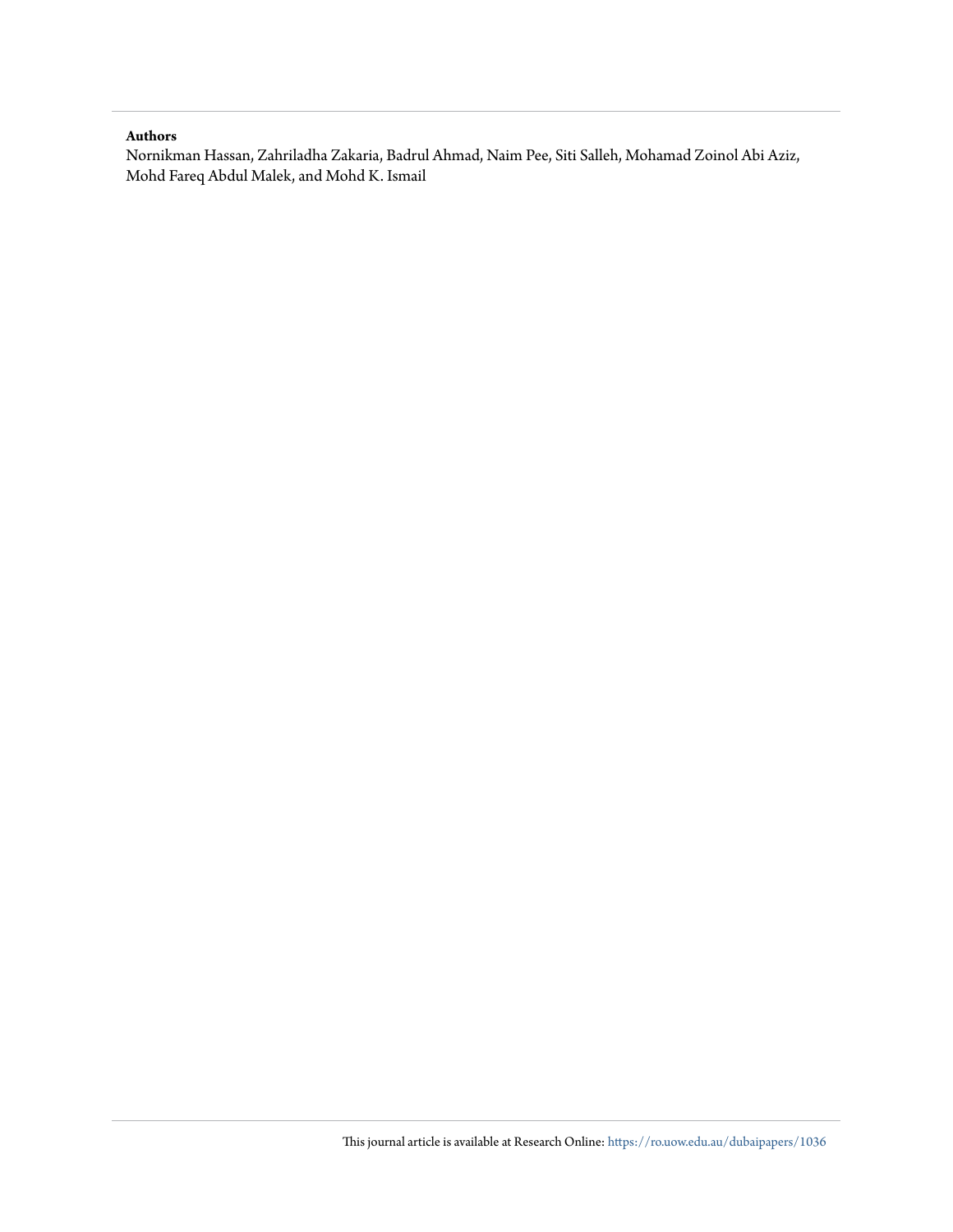**Authors**

Nornikman Hassan, Zahriladha Zakaria, Badrul Ahmad, Naim Pee, Siti Salleh, Mohamad Zoinol Abi Aziz, Mohd Fareq Abdul Malek, and Mohd K. Ismail

This journal article is available at Research Online: https://ro.uow.edu.au/dubaipapers/1036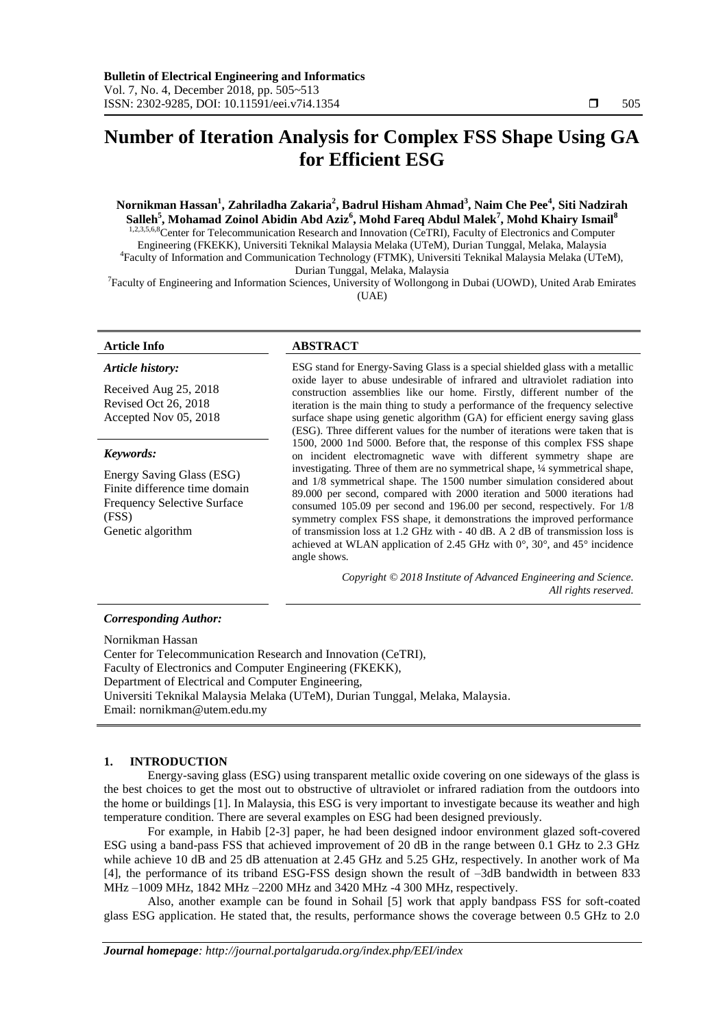# Number of Iteration Analysis for Complex FSS Shape Using GA for Efficient ESG

**Nornikman Hassan[1], Zahriladha Zakaria[2], Badrul Hisham Ahmad[3], Naim Che Pee[4], Siti Nadzirah Salleh[5], Mohamad Zoinol Abidin Abd Aziz[6], Mohd Fareq Abdul Malek[7], Mohd Khairy Ismail[8]**

[1,2,3,5,6,8]Center for Telecommunication Research and Innovation (CeTRI), Faculty of Electronics and Computer Engineering (FKEKK), Universiti Teknikal Malaysia Melaka (UTeM), Durian Tunggal, Melaka, Malaysia
[4]Faculty of Information and Communication Technology (FTMK), Universiti Teknikal Malaysia Melaka (UTeM), Durian Tunggal, Melaka, Malaysia
[7]Faculty of Engineering and Information Sciences, University of Wollongong in Dubai (UOWD), United Arab Emirates (UAE)

**Article Info**

*Article history:*

Received Aug 25, 2018
Revised Oct 26, 2018
Accepted Nov 05, 2018

*Keywords:*

Energy Saving Glass (ESG)
Finite difference time domain
Frequency Selective Surface (FSS)
Genetic algorithm

**ABSTRACT**

ESG stand for Energy-Saving Glass is a special shielded glass with a metallic oxide layer to abuse undesirable of infrared and ultraviolet radiation into construction assemblies like our home. Firstly, different number of the iteration is the main thing to study a performance of the frequency selective surface shape using genetic algorithm (GA) for efficient energy saving glass (ESG). Three different values for the number of iterations were taken that is 1500, 2000 1nd 5000. Before that, the response of this complex FSS shape on incident electromagnetic wave with different symmetry shape are investigating. Three of them are no symmetrical shape, ¼ symmetrical shape, and 1/8 symmetrical shape. The 1500 number simulation considered about 89.000 per second, compared with 2000 iteration and 5000 iterations had consumed 105.09 per second and 196.00 per second, respectively. For 1/8 symmetry complex FSS shape, it demonstrations the improved performance of transmission loss at 1.2 GHz with - 40 dB. A 2 dB of transmission loss is achieved at WLAN application of 2.45 GHz with 0°, 30°, and 45° incidence angle shows.

*Copyright © 2018 Institute of Advanced Engineering and Science. All rights reserved.*

*Corresponding Author:*

Nornikman Hassan
Center for Telecommunication Research and Innovation (CeTRI),
Faculty of Electronics and Computer Engineering (FKEKK),
Department of Electrical and Computer Engineering,
Universiti Teknikal Malaysia Melaka (UTeM), Durian Tunggal, Melaka, Malaysia.
Email: nornikman@utem.edu.my

## 1. INTRODUCTION

Energy-saving glass (ESG) using transparent metallic oxide covering on one sideways of the glass is the best choices to get the most out to obstructive of ultraviolet or infrared radiation from the outdoors into the home or buildings [1]. In Malaysia, this ESG is very important to investigate because its weather and high temperature condition. There are several examples on ESG had been designed previously.

For example, in Habib [2-3] paper, he had been designed indoor environment glazed soft-covered ESG using a band-pass FSS that achieved improvement of 20 dB in the range between 0.1 GHz to 2.3 GHz while achieve 10 dB and 25 dB attenuation at 2.45 GHz and 5.25 GHz, respectively. In another work of Ma [4], the performance of its triband ESG-FSS design shown the result of –3dB bandwidth in between 833 MHz –1009 MHz, 1842 MHz –2200 MHz and 3420 MHz -4 300 MHz, respectively.

Also, another example can be found in Sohail [5] work that apply bandpass FSS for soft-coated glass ESG application. He stated that, the results, performance shows the coverage between 0.5 GHz to 2.0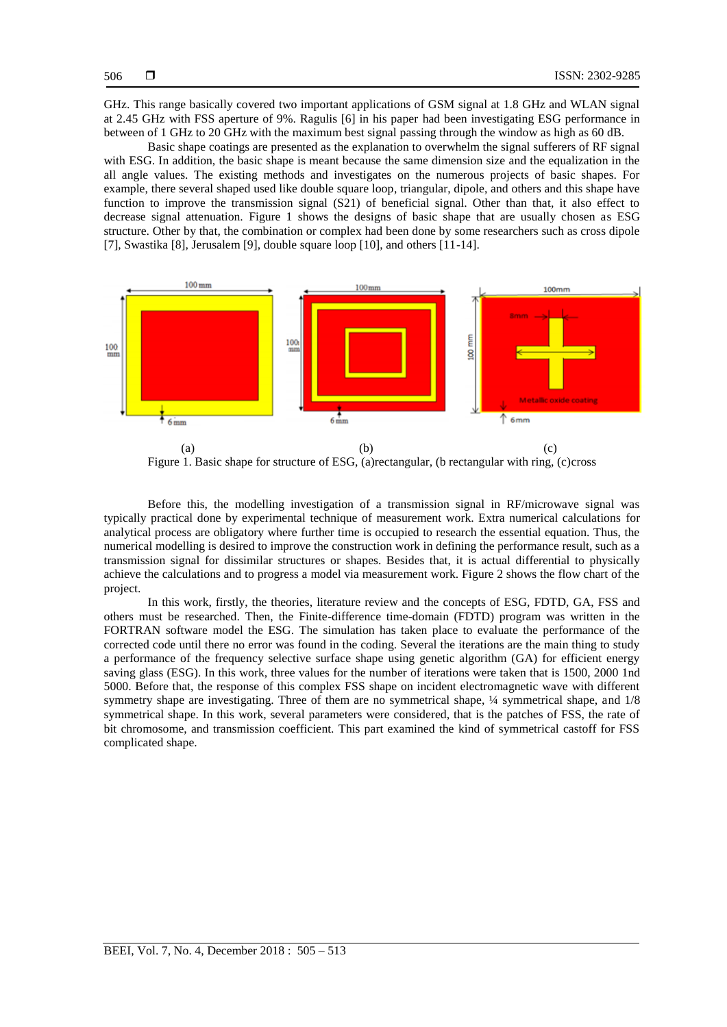GHz. This range basically covered two important applications of GSM signal at 1.8 GHz and WLAN signal at 2.45 GHz with FSS aperture of 9%. Ragulis [6] in his paper had been investigating ESG performance in between of 1 GHz to 20 GHz with the maximum best signal passing through the window as high as 60 dB.

Basic shape coatings are presented as the explanation to overwhelm the signal sufferers of RF signal with ESG. In addition, the basic shape is meant because the same dimension size and the equalization in the all angle values. The existing methods and investigates on the numerous projects of basic shapes. For example, there several shaped used like double square loop, triangular, dipole, and others and this shape have function to improve the transmission signal (S21) of beneficial signal. Other than that, it also effect to decrease signal attenuation. Figure 1 shows the designs of basic shape that are usually chosen as ESG structure. Other by that, the combination or complex had been done by some researchers such as cross dipole [7], Swastika [8], Jerusalem [9], double square loop [10], and others [11-14].

(a) (b) (c)

Figure 1. Basic shape for structure of ESG, (a)rectangular, (b rectangular with ring, (c)cross

Before this, the modelling investigation of a transmission signal in RF/microwave signal was typically practical done by experimental technique of measurement work. Extra numerical calculations for analytical process are obligatory where further time is occupied to research the essential equation. Thus, the numerical modelling is desired to improve the construction work in defining the performance result, such as a transmission signal for dissimilar structures or shapes. Besides that, it is actual differential to physically achieve the calculations and to progress a model via measurement work. Figure 2 shows the flow chart of the project.

In this work, firstly, the theories, literature review and the concepts of ESG, FDTD, GA, FSS and others must be researched. Then, the Finite-difference time-domain (FDTD) program was written in the FORTRAN software model the ESG. The simulation has taken place to evaluate the performance of the corrected code until there no error was found in the coding. Several the iterations are the main thing to study a performance of the frequency selective surface shape using genetic algorithm (GA) for efficient energy saving glass (ESG). In this work, three values for the number of iterations were taken that is 1500, 2000 1nd 5000. Before that, the response of this complex FSS shape on incident electromagnetic wave with different symmetry shape are investigating. Three of them are no symmetrical shape, ¼ symmetrical shape, and 1/8 symmetrical shape. In this work, several parameters were considered, that is the patches of FSS, the rate of bit chromosome, and transmission coefficient. This part examined the kind of symmetrical castoff for FSS complicated shape.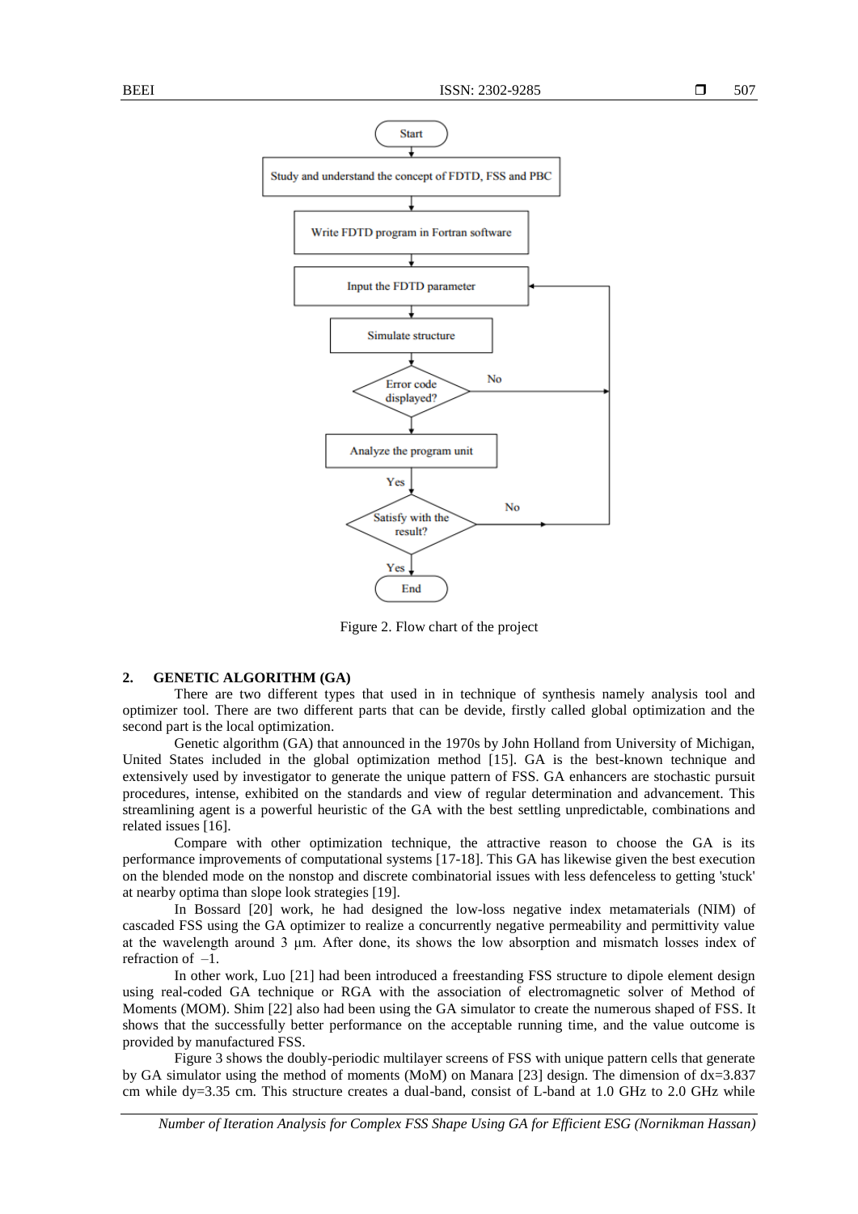Figure 2. Flow chart of the project

## 2. GENETIC ALGORITHM (GA)

There are two different types that used in in technique of synthesis namely analysis tool and optimizer tool. There are two different parts that can be devide, firstly called global optimization and the second part is the local optimization.

Genetic algorithm (GA) that announced in the 1970s by John Holland from University of Michigan, United States included in the global optimization method [15]. GA is the best-known technique and extensively used by investigator to generate the unique pattern of FSS. GA enhancers are stochastic pursuit procedures, intense, exhibited on the standards and view of regular determination and advancement. This streamlining agent is a powerful heuristic of the GA with the best settling unpredictable, combinations and related issues [16].

Compare with other optimization technique, the attractive reason to choose the GA is its performance improvements of computational systems [17-18]. This GA has likewise given the best execution on the blended mode on the nonstop and discrete combinatorial issues with less defenceless to getting 'stuck' at nearby optima than slope look strategies [19].

In Bossard [20] work, he had designed the low-loss negative index metamaterials (NIM) of cascaded FSS using the GA optimizer to realize a concurrently negative permeability and permittivity value at the wavelength around 3 µm. After done, its shows the low absorption and mismatch losses index of refraction of –1.

In other work, Luo [21] had been introduced a freestanding FSS structure to dipole element design using real-coded GA technique or RGA with the association of electromagnetic solver of Method of Moments (MOM). Shim [22] also had been using the GA simulator to create the numerous shaped of FSS. It shows that the successfully better performance on the acceptable running time, and the value outcome is provided by manufactured FSS.

Figure 3 shows the doubly-periodic multilayer screens of FSS with unique pattern cells that generate by GA simulator using the method of moments (MoM) on Manara [23] design. The dimension of dx=3.837 cm while dy=3.35 cm. This structure creates a dual-band, consist of L-band at 1.0 GHz to 2.0 GHz while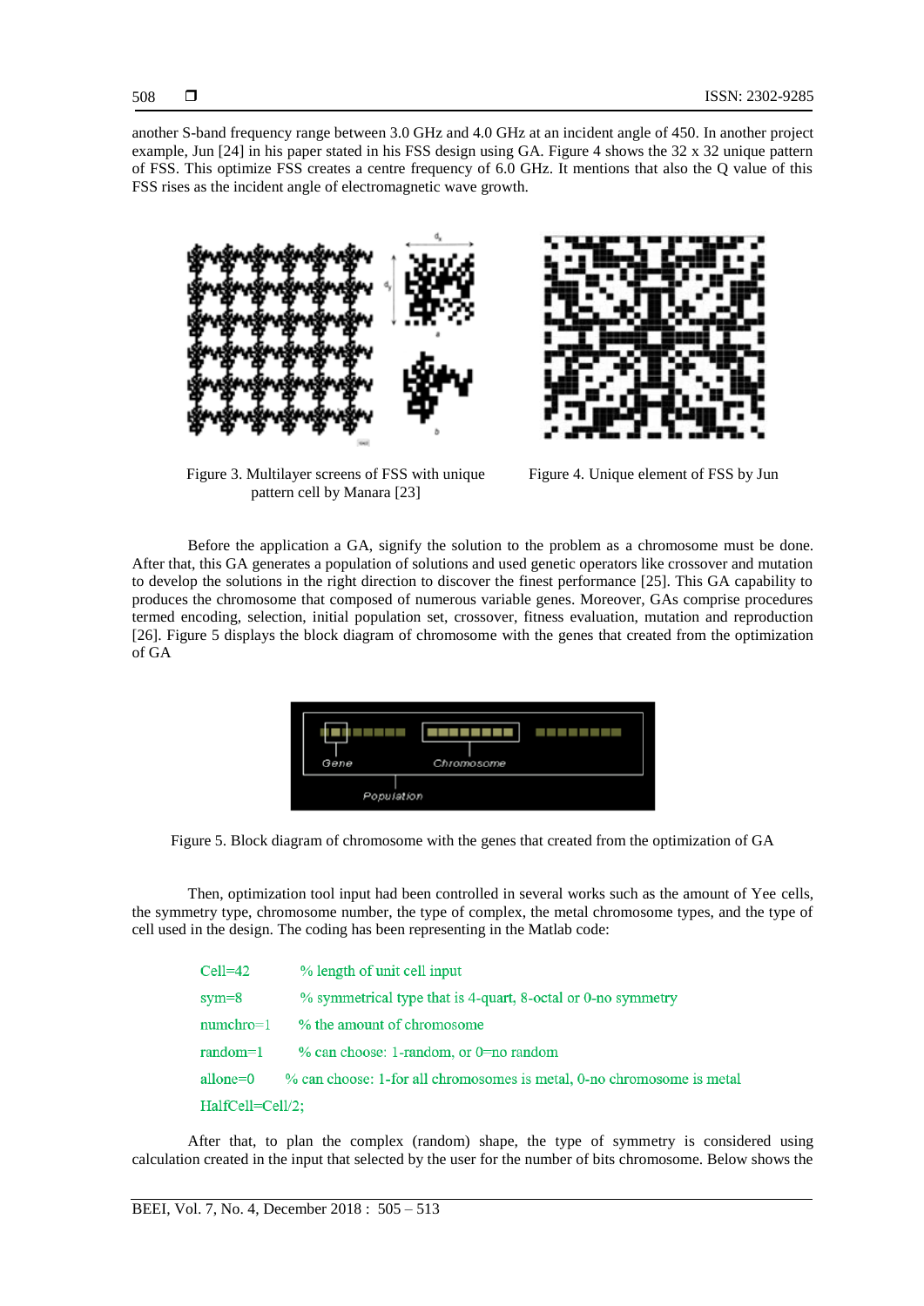another S-band frequency range between 3.0 GHz and 4.0 GHz at an incident angle of 450. In another project example, Jun [24] in his paper stated in his FSS design using GA. Figure 4 shows the 32 x 32 unique pattern of FSS. This optimize FSS creates a centre frequency of 6.0 GHz. It mentions that also the Q value of this FSS rises as the incident angle of electromagnetic wave growth.

Figure 3. Multilayer screens of FSS with unique pattern cell by Manara [23]

Figure 4. Unique element of FSS by Jun

Before the application a GA, signify the solution to the problem as a chromosome must be done. After that, this GA generates a population of solutions and used genetic operators like crossover and mutation to develop the solutions in the right direction to discover the finest performance [25]. This GA capability to produces the chromosome that composed of numerous variable genes. Moreover, GAs comprise procedures termed encoding, selection, initial population set, crossover, fitness evaluation, mutation and reproduction [26]. Figure 5 displays the block diagram of chromosome with the genes that created from the optimization of GA

Gene

Chromosome

Population

Figure 5. Block diagram of chromosome with the genes that created from the optimization of GA

Then, optimization tool input had been controlled in several works such as the amount of Yee cells, the symmetry type, chromosome number, the type of complex, the metal chromosome types, and the type of cell used in the design. The coding has been representing in the Matlab code:

```
Cell=42         % length of unit cell input
sym=8           % symmetrical type that is 4-quart, 8-octal or 0-no symmetry
numchro=1       % the amount of chromosome
random=1        % can choose: 1-random, or 0=no random
allone=0        % can choose: 1-for all chromosomes is metal, 0-no chromosome is metal
HalfCell=Cell/2;
```

After that, to plan the complex (random) shape, the type of symmetry is considered using calculation created in the input that selected by the user for the number of bits chromosome. Below shows the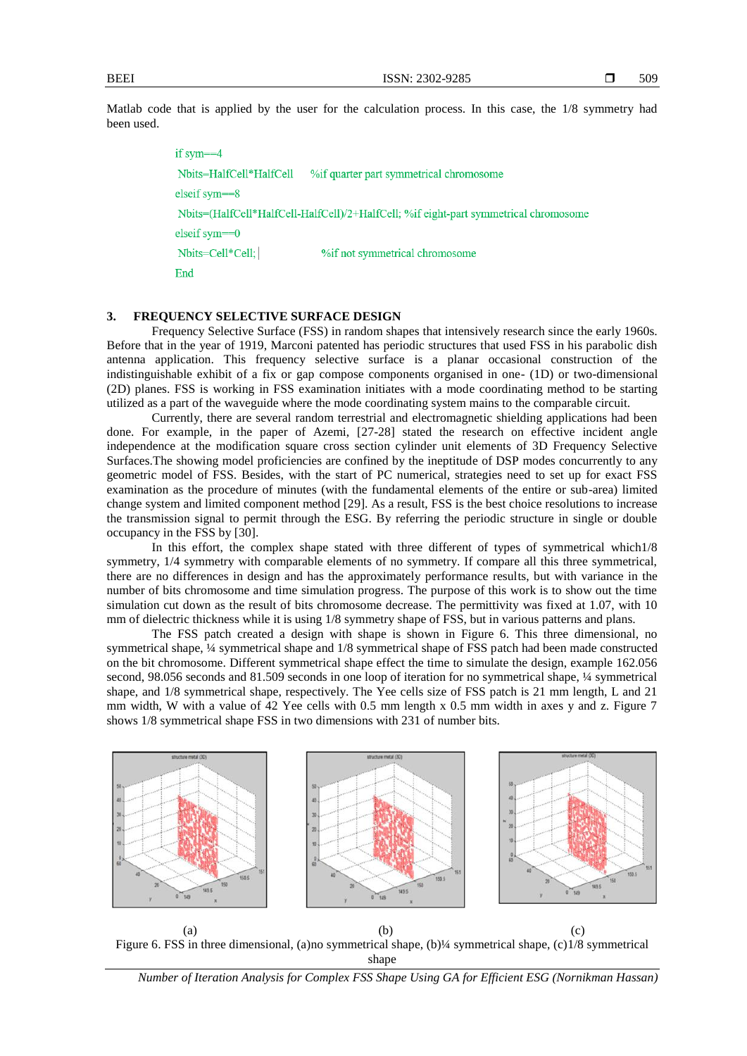Matlab code that is applied by the user for the calculation process. In this case, the 1/8 symmetry had been used.

```
if sym==4
 Nbits=HalfCell*HalfCell     %if quarter part symmetrical chromosome
elseif sym==8
 Nbits=(HalfCell*HalfCell-HalfCell)/2+HalfCell; %if eight-part symmetrical chromosome
elseif sym==0
 Nbits=Cell*Cell;            %if not symmetrical chromosome
End
```

## 3. FREQUENCY SELECTIVE SURFACE DESIGN

Frequency Selective Surface (FSS) in random shapes that intensively research since the early 1960s. Before that in the year of 1919, Marconi patented has periodic structures that used FSS in his parabolic dish antenna application. This frequency selective surface is a planar occasional construction of the indistinguishable exhibit of a fix or gap compose components organised in one- (1D) or two-dimensional (2D) planes. FSS is working in FSS examination initiates with a mode coordinating method to be starting utilized as a part of the waveguide where the mode coordinating system mains to the comparable circuit.

Currently, there are several random terrestrial and electromagnetic shielding applications had been done. For example, in the paper of Azemi, [27-28] stated the research on effective incident angle independence at the modification square cross section cylinder unit elements of 3D Frequency Selective Surfaces.The showing model proficiencies are confined by the ineptitude of DSP modes concurrently to any geometric model of FSS. Besides, with the start of PC numerical, strategies need to set up for exact FSS examination as the procedure of minutes (with the fundamental elements of the entire or sub-area) limited change system and limited component method [29]. As a result, FSS is the best choice resolutions to increase the transmission signal to permit through the ESG. By referring the periodic structure in single or double occupancy in the FSS by [30].

In this effort, the complex shape stated with three different of types of symmetrical which1/8 symmetry, 1/4 symmetry with comparable elements of no symmetry. If compare all this three symmetrical, there are no differences in design and has the approximately performance results, but with variance in the number of bits chromosome and time simulation progress. The purpose of this work is to show out the time simulation cut down as the result of bits chromosome decrease. The permittivity was fixed at 1.07, with 10 mm of dielectric thickness while it is using 1/8 symmetry shape of FSS, but in various patterns and plans.

The FSS patch created a design with shape is shown in Figure 6. This three dimensional, no symmetrical shape, ¼ symmetrical shape and 1/8 symmetrical shape of FSS patch had been made constructed on the bit chromosome. Different symmetrical shape effect the time to simulate the design, example 162.056 second, 98.056 seconds and 81.509 seconds in one loop of iteration for no symmetrical shape, ¼ symmetrical shape, and 1/8 symmetrical shape, respectively. The Yee cells size of FSS patch is 21 mm length, L and 21 mm width, W with a value of 42 Yee cells with 0.5 mm length x 0.5 mm width in axes y and z. Figure 7 shows 1/8 symmetrical shape FSS in two dimensions with 231 of number bits.

structure metal (3D)

structure metal (3D)

structure metal (3D)

(a) (b) (c)

Figure 6. FSS in three dimensional, (a)no symmetrical shape, (b)¼ symmetrical shape, (c)1/8 symmetrical shape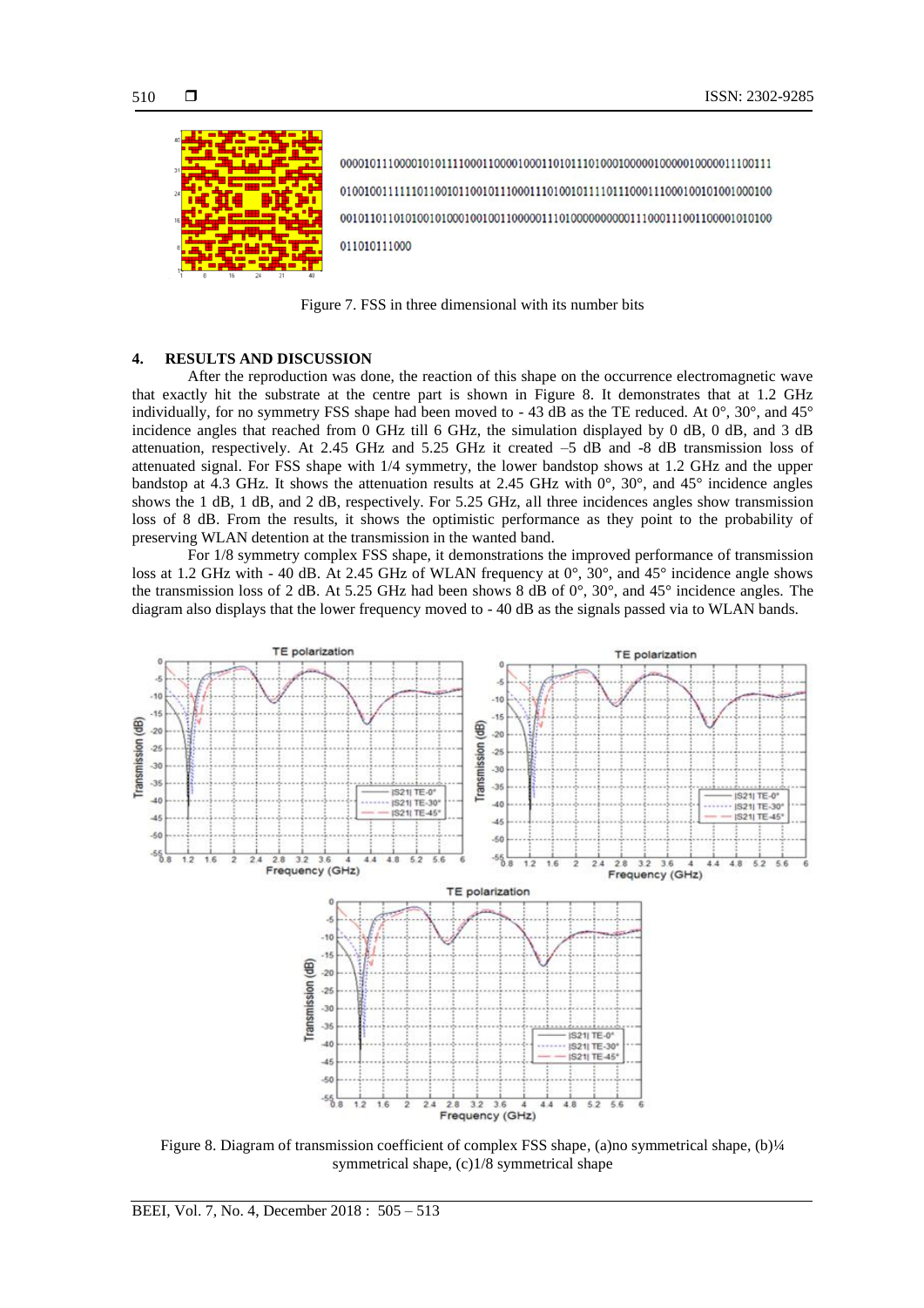00001011100001010111110001100001000110101110100010000010000010000001000001100111
01001001111110110010110010111000111010010111101110001110001001010010001000100
00101101101010010100010010011000001110100000000000111000111001100001010100
011010111000

Figure 7. FSS in three dimensional with its number bits

## 4. RESULTS AND DISCUSSION

After the reproduction was done, the reaction of this shape on the occurrence electromagnetic wave that exactly hit the substrate at the centre part is shown in Figure 8. It demonstrates that at 1.2 GHz individually, for no symmetry FSS shape had been moved to - 43 dB as the TE reduced. At 0°, 30°, and 45° incidence angles that reached from 0 GHz till 6 GHz, the simulation displayed by 0 dB, 0 dB, and 3 dB attenuation, respectively. At 2.45 GHz and 5.25 GHz it created –5 dB and -8 dB transmission loss of attenuated signal. For FSS shape with 1/4 symmetry, the lower bandstop shows at 1.2 GHz and the upper bandstop at 4.3 GHz. It shows the attenuation results at 2.45 GHz with 0°, 30°, and 45° incidence angles shows the 1 dB, 1 dB, and 2 dB, respectively. For 5.25 GHz, all three incidences angles show transmission loss of 8 dB. From the results, it shows the optimistic performance as they point to the probability of preserving WLAN detention at the transmission in the wanted band.

For 1/8 symmetry complex FSS shape, it demonstrations the improved performance of transmission loss at 1.2 GHz with - 40 dB. At 2.45 GHz of WLAN frequency at 0°, 30°, and 45° incidence angle shows the transmission loss of 2 dB. At 5.25 GHz had been shows 8 dB of 0°, 30°, and 45° incidence angles. The diagram also displays that the lower frequency moved to - 40 dB as the signals passed via to WLAN bands.

TE polarization
Transmission (dB)
Frequency (GHz)
|S21| TE-0°
|S21| TE-30°
|S21| TE-45°

TE polarization
Transmission (dB)
Frequency (GHz)
|S21| TE-0°
|S21| TE-30°
|S21| TE-45°

TE polarization
Transmission (dB)
Frequency (GHz)
|S21| TE-0°
|S21| TE-30°
|S21| TE-45°

Figure 8. Diagram of transmission coefficient of complex FSS shape, (a)no symmetrical shape, (b)¼ symmetrical shape, (c)1/8 symmetrical shape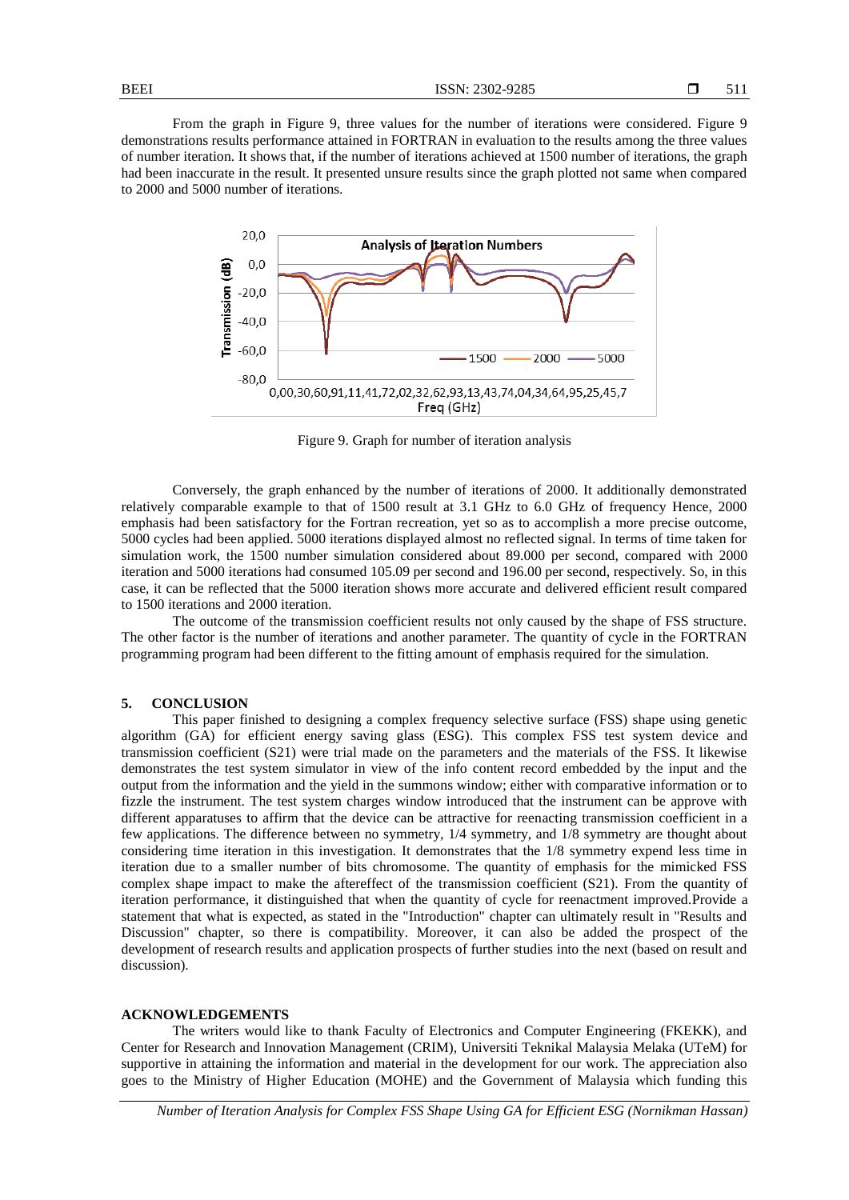From the graph in Figure 9, three values for the number of iterations were considered. Figure 9 demonstrations results performance attained in FORTRAN in evaluation to the results among the three values of number iteration. It shows that, if the number of iterations achieved at 1500 number of iterations, the graph had been inaccurate in the result. It presented unsure results since the graph plotted not same when compared to 2000 and 5000 number of iterations.

Analysis of Iteration Numbers

Transmission (dB)

20,0
0,0
-20,0
-40,0
-60,0
-80,0

0,00,30,60,91,11,41,72,02,32,62,93,13,43,74,04,34,64,95,25,45,7

Freq (GHz)

1500 2000 5000

Figure 9. Graph for number of iteration analysis

Conversely, the graph enhanced by the number of iterations of 2000. It additionally demonstrated relatively comparable example to that of 1500 result at 3.1 GHz to 6.0 GHz of frequency Hence, 2000 emphasis had been satisfactory for the Fortran recreation, yet so as to accomplish a more precise outcome, 5000 cycles had been applied. 5000 iterations displayed almost no reflected signal. In terms of time taken for simulation work, the 1500 number simulation considered about 89.000 per second, compared with 2000 iteration and 5000 iterations had consumed 105.09 per second and 196.00 per second, respectively. So, in this case, it can be reflected that the 5000 iteration shows more accurate and delivered efficient result compared to 1500 iterations and 2000 iteration.

The outcome of the transmission coefficient results not only caused by the shape of FSS structure. The other factor is the number of iterations and another parameter. The quantity of cycle in the FORTRAN programming program had been different to the fitting amount of emphasis required for the simulation.

## 5. CONCLUSION

This paper finished to designing a complex frequency selective surface (FSS) shape using genetic algorithm (GA) for efficient energy saving glass (ESG). This complex FSS test system device and transmission coefficient (S21) were trial made on the parameters and the materials of the FSS. It likewise demonstrates the test system simulator in view of the info content record embedded by the input and the output from the information and the yield in the summons window; either with comparative information or to fizzle the instrument. The test system charges window introduced that the instrument can be approve with different apparatuses to affirm that the device can be attractive for reenacting transmission coefficient in a few applications. The difference between no symmetry, 1/4 symmetry, and 1/8 symmetry are thought about considering time iteration in this investigation. It demonstrates that the 1/8 symmetry expend less time in iteration due to a smaller number of bits chromosome. The quantity of emphasis for the mimicked FSS complex shape impact to make the aftereffect of the transmission coefficient (S21). From the quantity of iteration performance, it distinguished that when the quantity of cycle for reenactment improved.Provide a statement that what is expected, as stated in the "Introduction" chapter can ultimately result in "Results and Discussion" chapter, so there is compatibility. Moreover, it can also be added the prospect of the development of research results and application prospects of further studies into the next (based on result and discussion).

## ACKNOWLEDGEMENTS

The writers would like to thank Faculty of Electronics and Computer Engineering (FKEKK), and Center for Research and Innovation Management (CRIM), Universiti Teknikal Malaysia Melaka (UTeM) for supportive in attaining the information and material in the development for our work. The appreciation also goes to the Ministry of Higher Education (MOHE) and the Government of Malaysia which funding this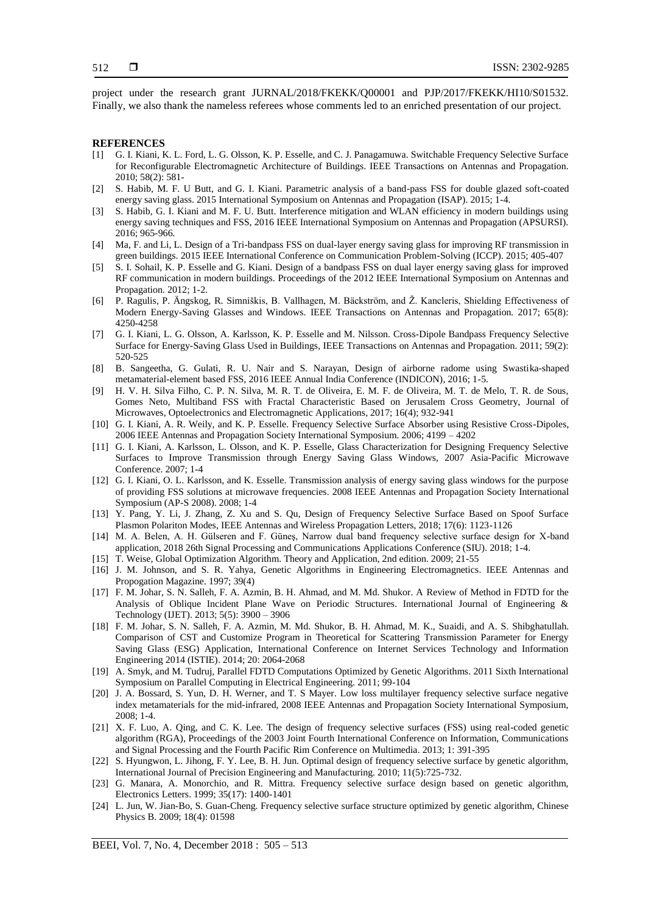project under the research grant JURNAL/2018/FKEKK/Q00001 and PJP/2017/FKEKK/HI10/S01532. Finally, we also thank the nameless referees whose comments led to an enriched presentation of our project.

**REFERENCES**

[1] G. I. Kiani, K. L. Ford, L. G. Olsson, K. P. Esselle, and C. J. Panagamuwa. Switchable Frequency Selective Surface for Reconfigurable Electromagnetic Architecture of Buildings. IEEE Transactions on Antennas and Propagation. 2010; 58(2): 581-

[2] S. Habib, M. F. U Butt, and G. I. Kiani. Parametric analysis of a band-pass FSS for double glazed soft-coated energy saving glass. 2015 International Symposium on Antennas and Propagation (ISAP). 2015; 1-4.

[3] S. Habib, G. I. Kiani and M. F. U. Butt. Interference mitigation and WLAN efficiency in modern buildings using energy saving techniques and FSS, 2016 IEEE International Symposium on Antennas and Propagation (APSURSI). 2016; 965-966.

[4] Ma, F. and Li, L. Design of a Tri-bandpass FSS on dual-layer energy saving glass for improving RF transmission in green buildings. 2015 IEEE International Conference on Communication Problem-Solving (ICCP). 2015; 405-407

[5] S. I. Sohail, K. P. Esselle and G. Kiani. Design of a bandpass FSS on dual layer energy saving glass for improved RF communication in modern buildings. Proceedings of the 2012 IEEE International Symposium on Antennas and Propagation. 2012; 1-2.

[6] P. Ragulis, P. Ängskog, R. Simniškis, B. Vallhagen, M. Bäckström, and Ž. Kancleris, Shielding Effectiveness of Modern Energy-Saving Glasses and Windows. IEEE Transactions on Antennas and Propagation. 2017; 65(8): 4250-4258

[7] G. I. Kiani, L. G. Olsson, A. Karlsson, K. P. Esselle and M. Nilsson. Cross-Dipole Bandpass Frequency Selective Surface for Energy-Saving Glass Used in Buildings, IEEE Transactions on Antennas and Propagation. 2011; 59(2): 520-525

[8] B. Sangeetha, G. Gulati, R. U. Nair and S. Narayan, Design of airborne radome using Swastika-shaped metamaterial-element based FSS, 2016 IEEE Annual India Conference (INDICON), 2016; 1-5.

[9] H. V. H. Silva Filho, C. P. N. Silva, M. R. T. de Oliveira, E. M. F. de Oliveira, M. T. de Melo, T. R. de Sous, Gomes Neto, Multiband FSS with Fractal Characteristic Based on Jerusalem Cross Geometry, Journal of Microwaves, Optoelectronics and Electromagnetic Applications, 2017; 16(4); 932-941

[10] G. I. Kiani, A. R. Weily, and K. P. Esselle. Frequency Selective Surface Absorber using Resistive Cross-Dipoles, 2006 IEEE Antennas and Propagation Society International Symposium. 2006; 4199 – 4202

[11] G. I. Kiani, A. Karlsson, L. Olsson, and K. P. Esselle, Glass Characterization for Designing Frequency Selective Surfaces to Improve Transmission through Energy Saving Glass Windows, 2007 Asia-Pacific Microwave Conference. 2007; 1-4

[12] G. I. Kiani, O. L. Karlsson, and K. Esselle. Transmission analysis of energy saving glass windows for the purpose of providing FSS solutions at microwave frequencies. 2008 IEEE Antennas and Propagation Society International Symposium (AP-S 2008). 2008; 1-4

[13] Y. Pang, Y. Li, J. Zhang, Z. Xu and S. Qu, Design of Frequency Selective Surface Based on Spoof Surface Plasmon Polariton Modes, IEEE Antennas and Wireless Propagation Letters, 2018; 17(6): 1123-1126

[14] M. A. Belen, A. H. Gülseren and F. Güneş, Narrow dual band frequency selective surface design for X-band application, 2018 26th Signal Processing and Communications Applications Conference (SIU). 2018; 1-4.

[15] T. Weise, Global Optimization Algorithm. Theory and Application, 2nd edition. 2009; 21-55

[16] J. M. Johnson, and S. R. Yahya, Genetic Algorithms in Engineering Electromagnetics. IEEE Antennas and Propogation Magazine. 1997; 39(4)

[17] F. M. Johar, S. N. Salleh, F. A. Azmin, B. H. Ahmad, and M. Md. Shukor. A Review of Method in FDTD for the Analysis of Oblique Incident Plane Wave on Periodic Structures. International Journal of Engineering & Technology (IJET). 2013; 5(5): 3900 – 3906

[18] F. M. Johar, S. N. Salleh, F. A. Azmin, M. Md. Shukor, B. H. Ahmad, M. K., Suaidi, and A. S. Shibghatullah. Comparison of CST and Customize Program in Theoretical for Scattering Transmission Parameter for Energy Saving Glass (ESG) Application, International Conference on Internet Services Technology and Information Engineering 2014 (ISTIE). 2014; 20: 2064-2068

[19] A. Smyk, and M. Tudruj, Parallel FDTD Computations Optimized by Genetic Algorithms. 2011 Sixth International Symposium on Parallel Computing in Electrical Engineering. 2011; 99-104

[20] J. A. Bossard, S. Yun, D. H. Werner, and T. S Mayer. Low loss multilayer frequency selective surface negative index metamaterials for the mid-infrared, 2008 IEEE Antennas and Propagation Society International Symposium, 2008; 1-4.

[21] X. F. Luo, A. Qing, and C. K. Lee. The design of frequency selective surfaces (FSS) using real-coded genetic algorithm (RGA), Proceedings of the 2003 Joint Fourth International Conference on Information, Communications and Signal Processing and the Fourth Pacific Rim Conference on Multimedia. 2013; 1: 391-395

[22] S. Hyungwon, L. Jihong, F. Y. Lee, B. H. Jun. Optimal design of frequency selective surface by genetic algorithm, International Journal of Precision Engineering and Manufacturing. 2010; 11(5):725-732.

[23] G. Manara, A. Monorchio, and R. Mittra. Frequency selective surface design based on genetic algorithm, Electronics Letters. 1999; 35(17): 1400-1401

[24] L. Jun, W. Jian-Bo, S. Guan-Cheng. Frequency selective surface structure optimized by genetic algorithm, Chinese Physics B. 2009; 18(4): 01598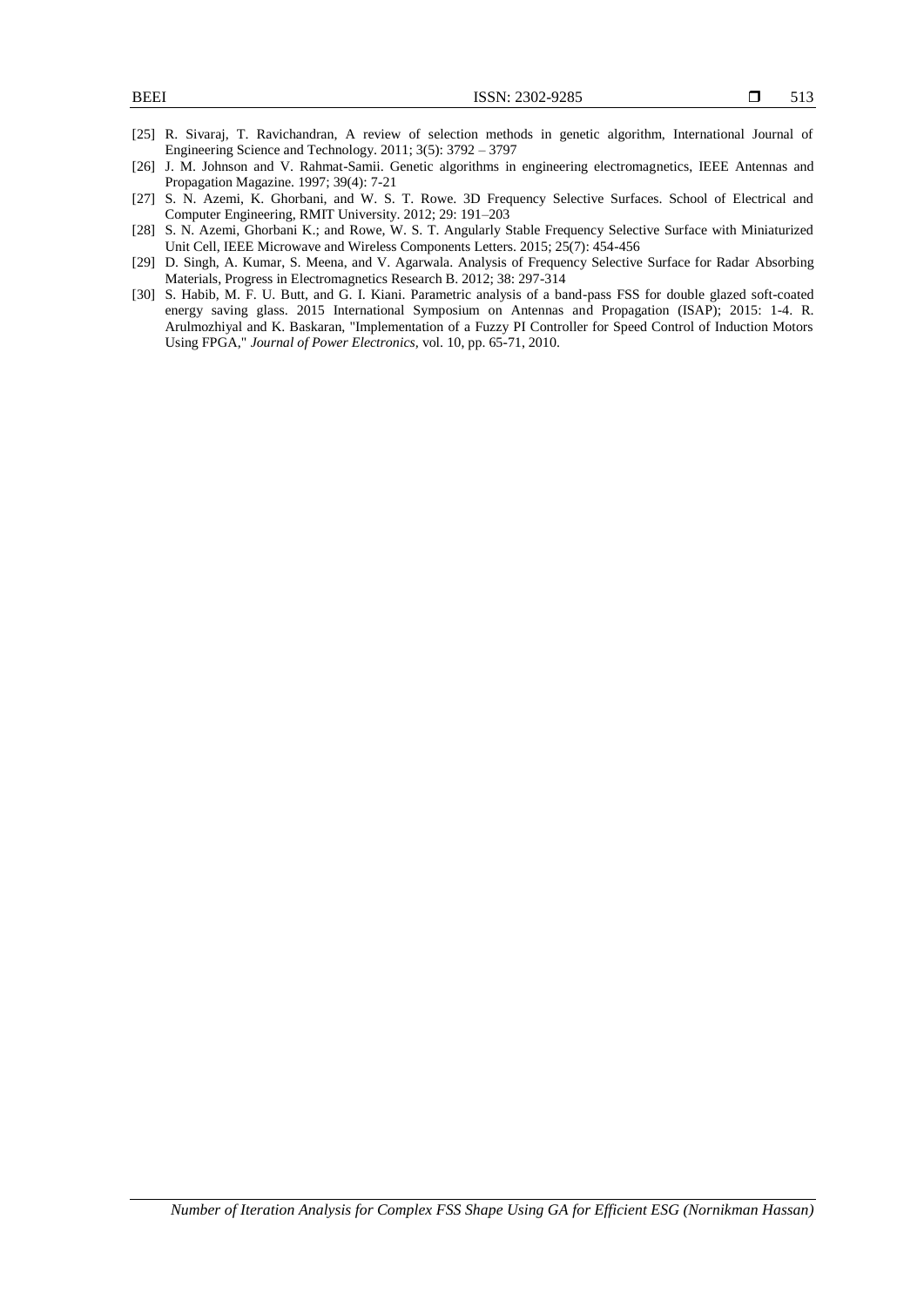[25] R. Sivaraj, T. Ravichandran, A review of selection methods in genetic algorithm, International Journal of Engineering Science and Technology. 2011; 3(5): 3792 – 3797

[26] J. M. Johnson and V. Rahmat-Samii. Genetic algorithms in engineering electromagnetics, IEEE Antennas and Propagation Magazine. 1997; 39(4): 7-21

[27] S. N. Azemi, K. Ghorbani, and W. S. T. Rowe. 3D Frequency Selective Surfaces. School of Electrical and Computer Engineering, RMIT University. 2012; 29: 191–203

[28] S. N. Azemi, Ghorbani K.; and Rowe, W. S. T. Angularly Stable Frequency Selective Surface with Miniaturized Unit Cell, IEEE Microwave and Wireless Components Letters. 2015; 25(7): 454-456

[29] D. Singh, A. Kumar, S. Meena, and V. Agarwala. Analysis of Frequency Selective Surface for Radar Absorbing Materials, Progress in Electromagnetics Research B. 2012; 38: 297-314

[30] S. Habib, M. F. U. Butt, and G. I. Kiani. Parametric analysis of a band-pass FSS for double glazed soft-coated energy saving glass. 2015 International Symposium on Antennas and Propagation (ISAP); 2015: 1-4. R. Arulmozhiyal and K. Baskaran, "Implementation of a Fuzzy PI Controller for Speed Control of Induction Motors Using FPGA," *Journal of Power Electronics*, vol. 10, pp. 65-71, 2010.